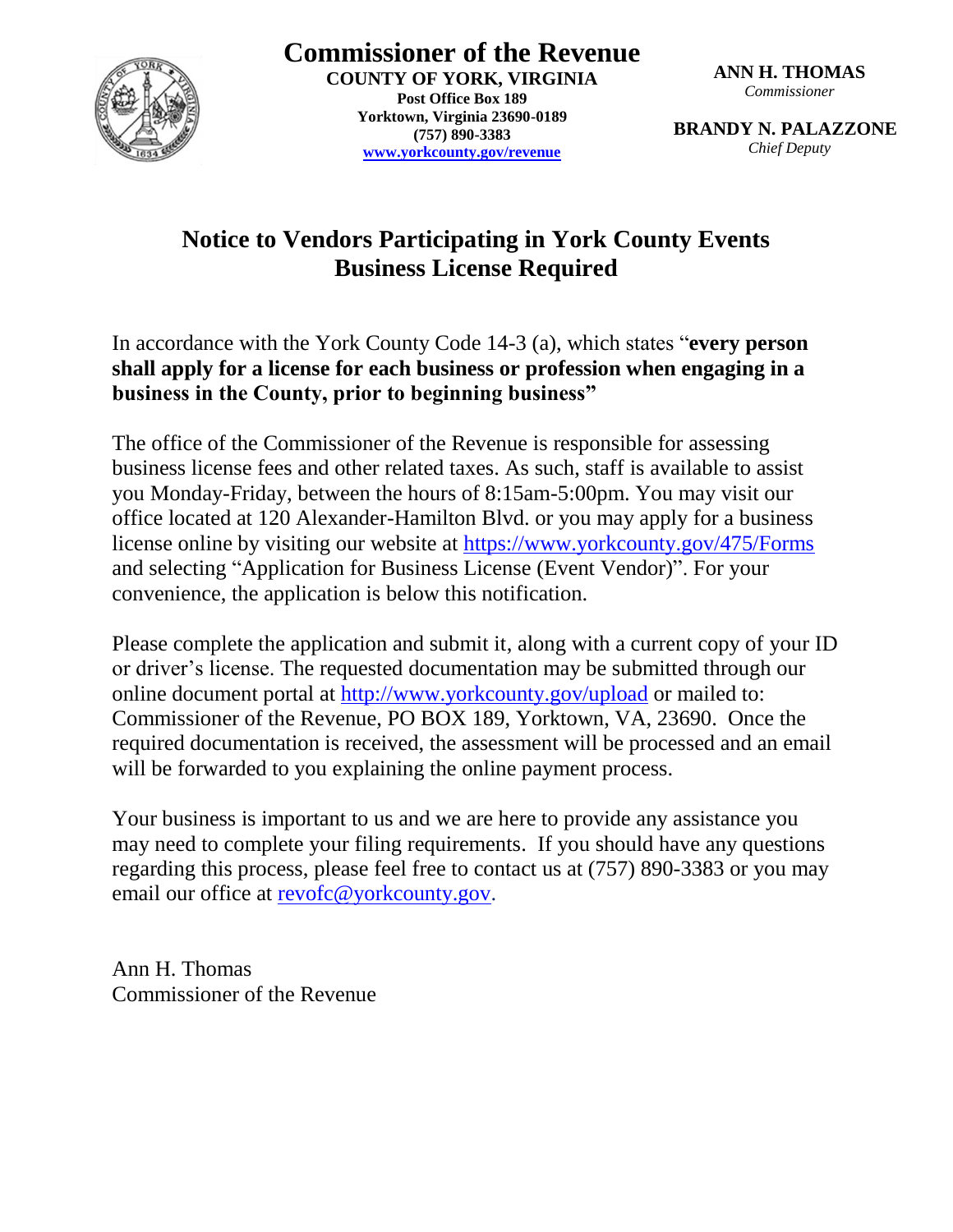# Commissioner of the Revenue

**COUNTY OF YORK, VIRGINIA**
**Post Office Box 189**
**Yorktown, Virginia 23690-0189**
**(757) 890-3383**
**www.yorkcounty.gov/revenue**

**ANN H. THOMAS**
*Commissioner*

**BRANDY N. PALAZZONE**
*Chief Deputy*

## Notice to Vendors Participating in York County Events
## Business License Required

In accordance with the York County Code 14-3 (a), which states "**every person shall apply for a license for each business or profession when engaging in a business in the County, prior to beginning business"**

The office of the Commissioner of the Revenue is responsible for assessing business license fees and other related taxes. As such, staff is available to assist you Monday-Friday, between the hours of 8:15am-5:00pm. You may visit our office located at 120 Alexander-Hamilton Blvd. or you may apply for a business license online by visiting our website at https://www.yorkcounty.gov/475/Forms and selecting "Application for Business License (Event Vendor)". For your convenience, the application is below this notification.

Please complete the application and submit it, along with a current copy of your ID or driver's license. The requested documentation may be submitted through our online document portal at http://www.yorkcounty.gov/upload or mailed to: Commissioner of the Revenue, PO BOX 189, Yorktown, VA, 23690. Once the required documentation is received, the assessment will be processed and an email will be forwarded to you explaining the online payment process.

Your business is important to us and we are here to provide any assistance you may need to complete your filing requirements. If you should have any questions regarding this process, please feel free to contact us at (757) 890-3383 or you may email our office at revofc@yorkcounty.gov.

Ann H. Thomas
Commissioner of the Revenue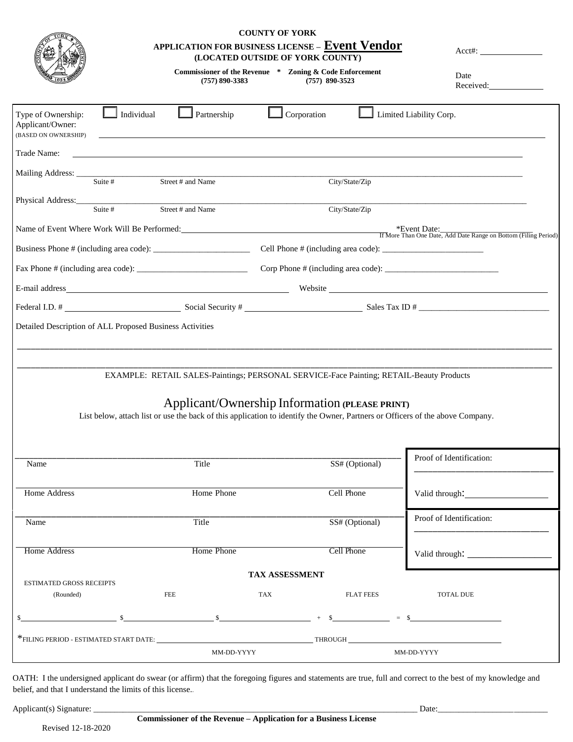**COUNTY OF YORK**

**APPLICATION FOR BUSINESS LICENSE – Event Vendor**

**(LOCATED OUTSIDE OF YORK COUNTY)**

**Commissioner of the Revenue * Zoning & Code Enforcement**
**(757) 890-3383 (757) 890-3523**

Acct#: ______________

Date Received: ____________

Type of Ownership: ☐ Individual ☐ Partnership ☐ Corporation ☐ Limited Liability Corp.

Applicant/Owner:
(BASED ON OWNERSHIP) ________________________________________________

Trade Name: ________________________________________________

Mailing Address: ________________________________________________
Suite # Street # and Name City/State/Zip

Physical Address: ________________________________________________
Suite # Street # and Name City/State/Zip

Name of Event Where Work Will Be Performed: ____________________ *Event Date: ____________
If More Than One Date, Add Date Range on Bottom (Filing Period)

Business Phone # (including area code): ____________________ Cell Phone # (including area code): ____________________

Fax Phone # (including area code): ____________________ Corp Phone # (including area code): ____________________

E-mail address ____________________ Website ____________________

Federal I.D. # ____________________ Social Security # ____________________ Sales Tax ID # ____________________

Detailed Description of ALL Proposed Business Activities

________________________________________________

________________________________________________

EXAMPLE: RETAIL SALES-Paintings; PERSONAL SERVICE-Face Painting; RETAIL-Beauty Products

## Applicant/Ownership Information (PLEASE PRINT)

List below, attach list or use the back of this application to identify the Owner, Partners or Officers of the above Company.

| | | | |
|---|---|---|---|
| Name | Title | SS# (Optional) | Proof of Identification: ____________ |
| Home Address | Home Phone | Cell Phone | Valid through: ____________ |
| Name | Title | SS# (Optional) | Proof of Identification: ____________ |
| Home Address | Home Phone | Cell Phone | Valid through: ____________ |

**TAX ASSESSMENT**

| ESTIMATED GROSS RECEIPTS (Rounded) | FEE | TAX | | FLAT FEES | | TOTAL DUE |
|---|---|---|---|---|---|---|
| $ | $ | $ | + | $ | = | $ |

*FILING PERIOD - ESTIMATED START DATE: ____________ THROUGH ____________
MM-DD-YYYY MM-DD-YYYY

OATH: I the undersigned applicant do swear (or affirm) that the foregoing figures and statements are true, full and correct to the best of my knowledge and belief, and that I understand the limits of this license..

Applicant(s) Signature: ________________________________________ Date: ____________

**Commissioner of the Revenue – Application for a Business License**

Revised 12-18-2020